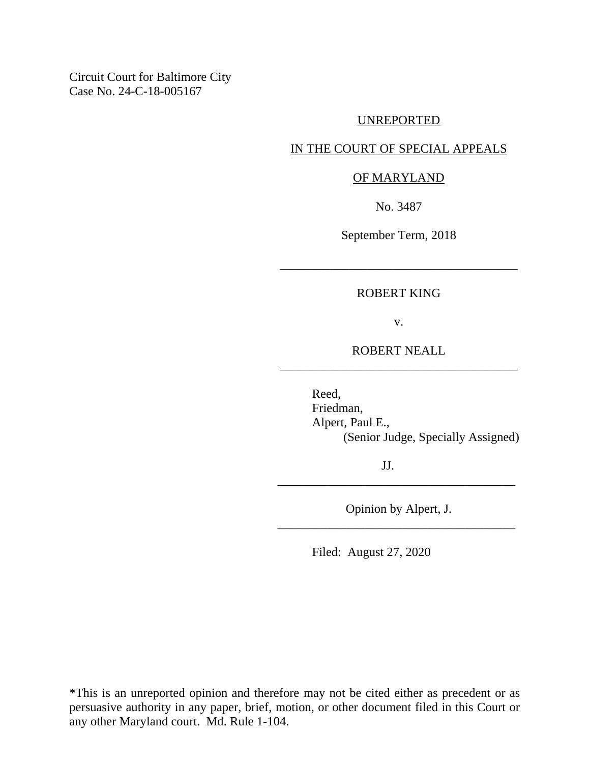Circuit Court for Baltimore City
Case No. 24-C-18-005167

UNREPORTED

IN THE COURT OF SPECIAL APPEALS

OF MARYLAND

No. 3487

September Term, 2018

---

ROBERT KING

v.

ROBERT NEALL

---

Reed,
Friedman,
Alpert, Paul E.,
(Senior Judge, Specially Assigned)

JJ.

---

Opinion by Alpert, J.

---

Filed: August 27, 2020

*This is an unreported opinion and therefore may not be cited either as precedent or as persuasive authority in any paper, brief, motion, or other document filed in this Court or any other Maryland court. Md. Rule 1-104.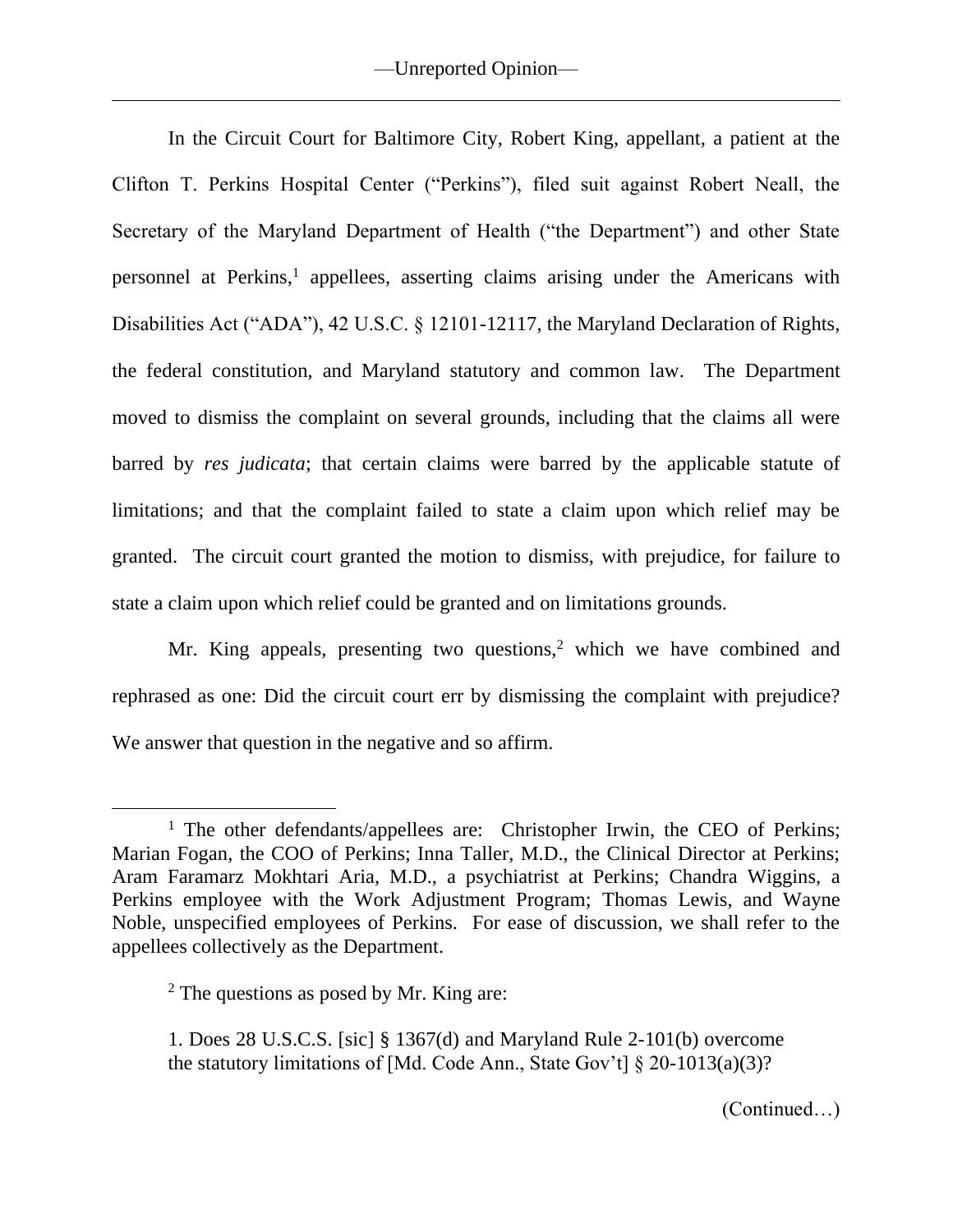In the Circuit Court for Baltimore City, Robert King, appellant, a patient at the Clifton T. Perkins Hospital Center ("Perkins"), filed suit against Robert Neall, the Secretary of the Maryland Department of Health ("the Department") and other State personnel at Perkins,[1] appellees, asserting claims arising under the Americans with Disabilities Act ("ADA"), 42 U.S.C. § 12101-12117, the Maryland Declaration of Rights, the federal constitution, and Maryland statutory and common law. The Department moved to dismiss the complaint on several grounds, including that the claims all were barred by *res judicata*; that certain claims were barred by the applicable statute of limitations; and that the complaint failed to state a claim upon which relief may be granted. The circuit court granted the motion to dismiss, with prejudice, for failure to state a claim upon which relief could be granted and on limitations grounds.

Mr. King appeals, presenting two questions,[2] which we have combined and rephrased as one: Did the circuit court err by dismissing the complaint with prejudice? We answer that question in the negative and so affirm.

---

[1] The other defendants/appellees are: Christopher Irwin, the CEO of Perkins; Marian Fogan, the COO of Perkins; Inna Taller, M.D., the Clinical Director at Perkins; Aram Faramarz Mokhtari Aria, M.D., a psychiatrist at Perkins; Chandra Wiggins, a Perkins employee with the Work Adjustment Program; Thomas Lewis, and Wayne Noble, unspecified employees of Perkins. For ease of discussion, we shall refer to the appellees collectively as the Department.

[2] The questions as posed by Mr. King are:

1. Does 28 U.S.C.S. [sic] § 1367(d) and Maryland Rule 2-101(b) overcome the statutory limitations of [Md. Code Ann., State Gov't] § 20-1013(a)(3)?

(Continued…)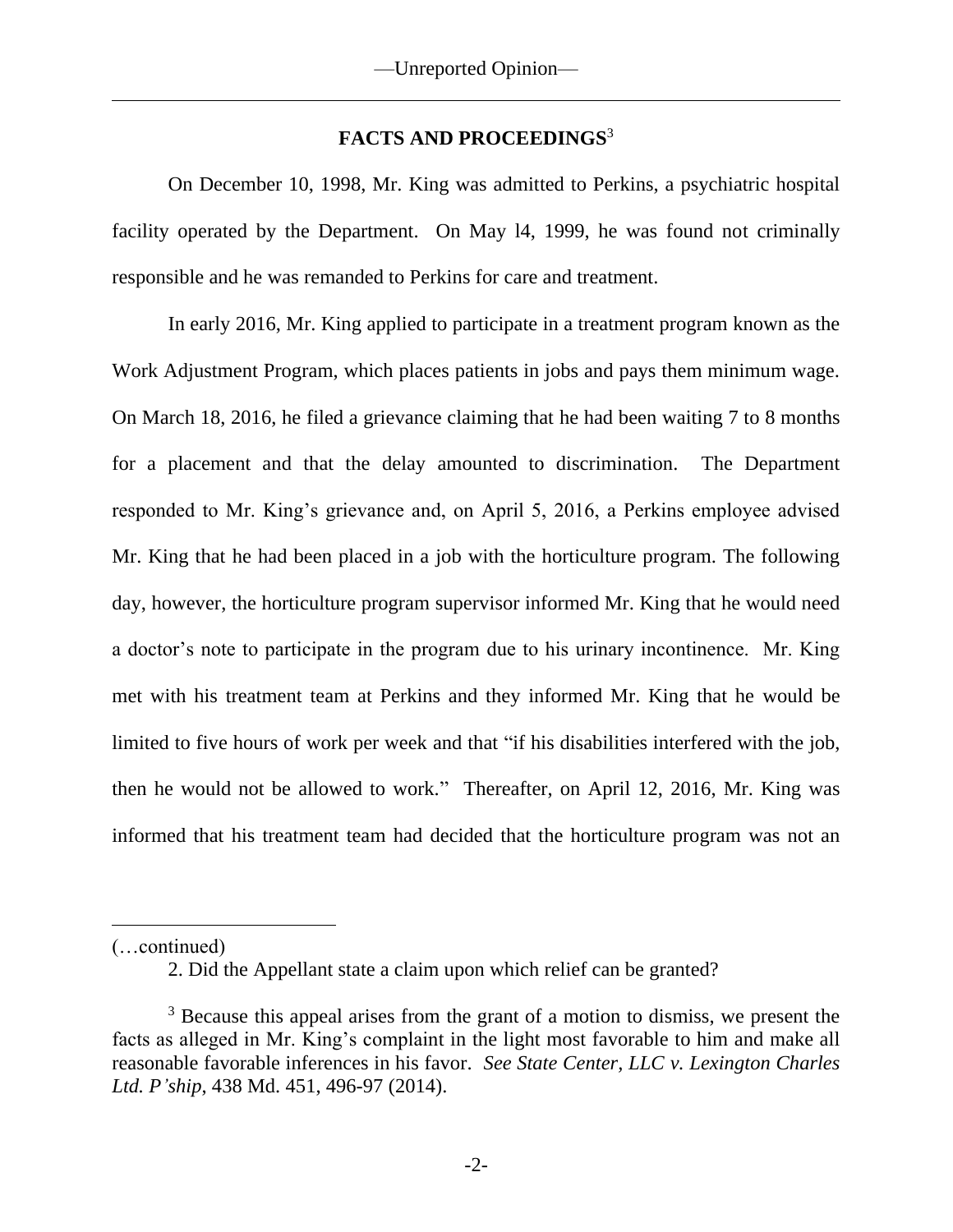## FACTS AND PROCEEDINGS[3]

On December 10, 1998, Mr. King was admitted to Perkins, a psychiatric hospital facility operated by the Department. On May l4, 1999, he was found not criminally responsible and he was remanded to Perkins for care and treatment.

In early 2016, Mr. King applied to participate in a treatment program known as the Work Adjustment Program, which places patients in jobs and pays them minimum wage. On March 18, 2016, he filed a grievance claiming that he had been waiting 7 to 8 months for a placement and that the delay amounted to discrimination. The Department responded to Mr. King's grievance and, on April 5, 2016, a Perkins employee advised Mr. King that he had been placed in a job with the horticulture program. The following day, however, the horticulture program supervisor informed Mr. King that he would need a doctor's note to participate in the program due to his urinary incontinence. Mr. King met with his treatment team at Perkins and they informed Mr. King that he would be limited to five hours of work per week and that "if his disabilities interfered with the job, then he would not be allowed to work." Thereafter, on April 12, 2016, Mr. King was informed that his treatment team had decided that the horticulture program was not an

---

(…continued)

2. Did the Appellant state a claim upon which relief can be granted?

[3] Because this appeal arises from the grant of a motion to dismiss, we present the facts as alleged in Mr. King's complaint in the light most favorable to him and make all reasonable favorable inferences in his favor. *See State Center, LLC v. Lexington Charles Ltd. P'ship*, 438 Md. 451, 496-97 (2014).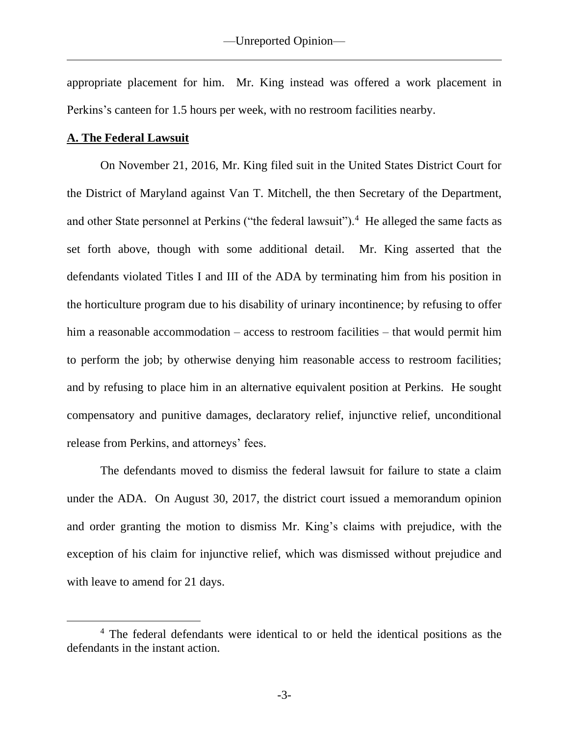appropriate placement for him. Mr. King instead was offered a work placement in Perkins's canteen for 1.5 hours per week, with no restroom facilities nearby.

**A. The Federal Lawsuit**

On November 21, 2016, Mr. King filed suit in the United States District Court for the District of Maryland against Van T. Mitchell, the then Secretary of the Department, and other State personnel at Perkins ("the federal lawsuit").[4] He alleged the same facts as set forth above, though with some additional detail. Mr. King asserted that the defendants violated Titles I and III of the ADA by terminating him from his position in the horticulture program due to his disability of urinary incontinence; by refusing to offer him a reasonable accommodation – access to restroom facilities – that would permit him to perform the job; by otherwise denying him reasonable access to restroom facilities; and by refusing to place him in an alternative equivalent position at Perkins. He sought compensatory and punitive damages, declaratory relief, injunctive relief, unconditional release from Perkins, and attorneys' fees.

The defendants moved to dismiss the federal lawsuit for failure to state a claim under the ADA. On August 30, 2017, the district court issued a memorandum opinion and order granting the motion to dismiss Mr. King's claims with prejudice, with the exception of his claim for injunctive relief, which was dismissed without prejudice and with leave to amend for 21 days.

[4] The federal defendants were identical to or held the identical positions as the defendants in the instant action.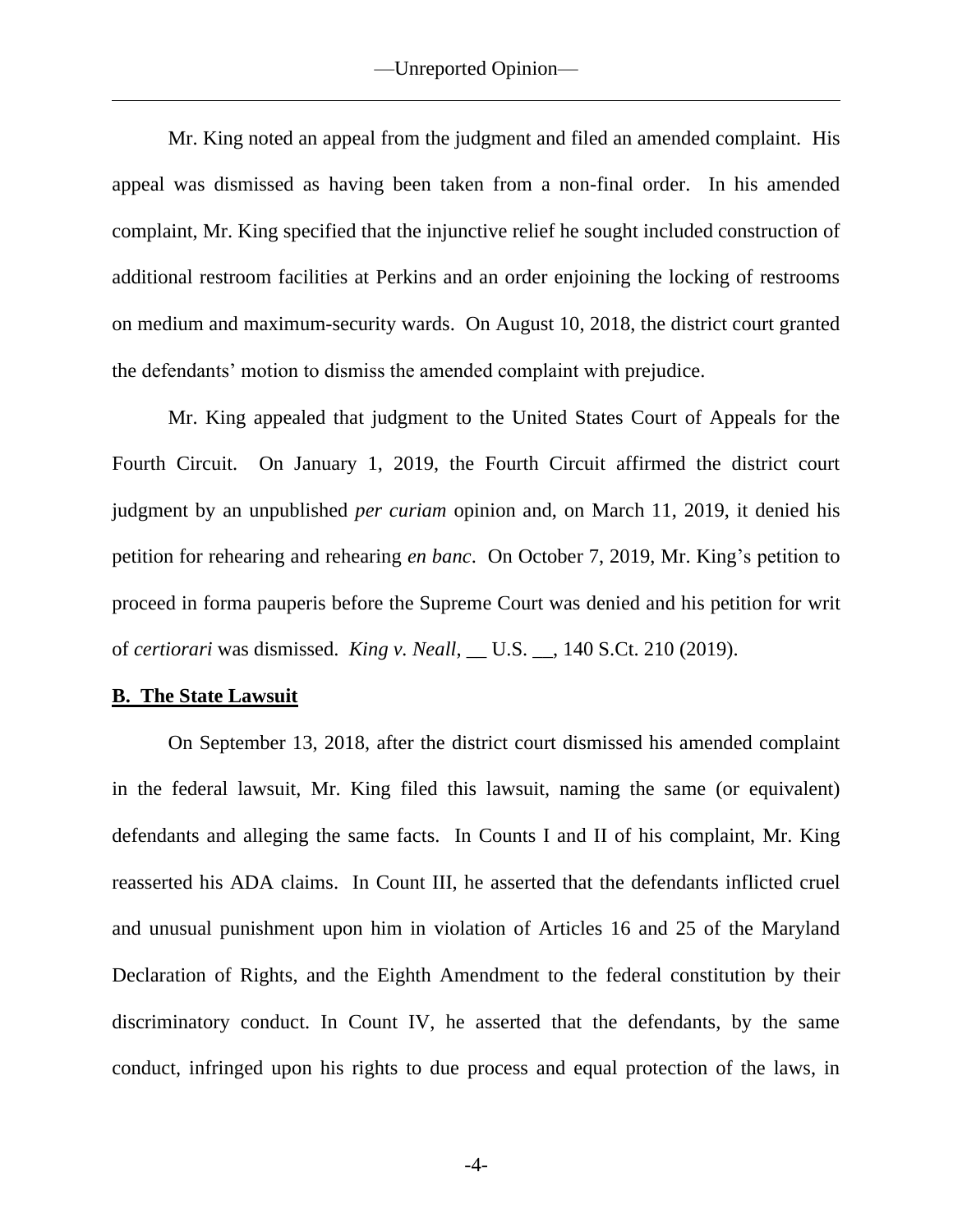Mr. King noted an appeal from the judgment and filed an amended complaint. His appeal was dismissed as having been taken from a non-final order. In his amended complaint, Mr. King specified that the injunctive relief he sought included construction of additional restroom facilities at Perkins and an order enjoining the locking of restrooms on medium and maximum-security wards. On August 10, 2018, the district court granted the defendants' motion to dismiss the amended complaint with prejudice.

Mr. King appealed that judgment to the United States Court of Appeals for the Fourth Circuit. On January 1, 2019, the Fourth Circuit affirmed the district court judgment by an unpublished *per curiam* opinion and, on March 11, 2019, it denied his petition for rehearing and rehearing *en banc*. On October 7, 2019, Mr. King's petition to proceed in forma pauperis before the Supreme Court was denied and his petition for writ of *certiorari* was dismissed. *King v. Neall*, __ U.S. __, 140 S.Ct. 210 (2019).

**B. The State Lawsuit**

On September 13, 2018, after the district court dismissed his amended complaint in the federal lawsuit, Mr. King filed this lawsuit, naming the same (or equivalent) defendants and alleging the same facts. In Counts I and II of his complaint, Mr. King reasserted his ADA claims. In Count III, he asserted that the defendants inflicted cruel and unusual punishment upon him in violation of Articles 16 and 25 of the Maryland Declaration of Rights, and the Eighth Amendment to the federal constitution by their discriminatory conduct. In Count IV, he asserted that the defendants, by the same conduct, infringed upon his rights to due process and equal protection of the laws, in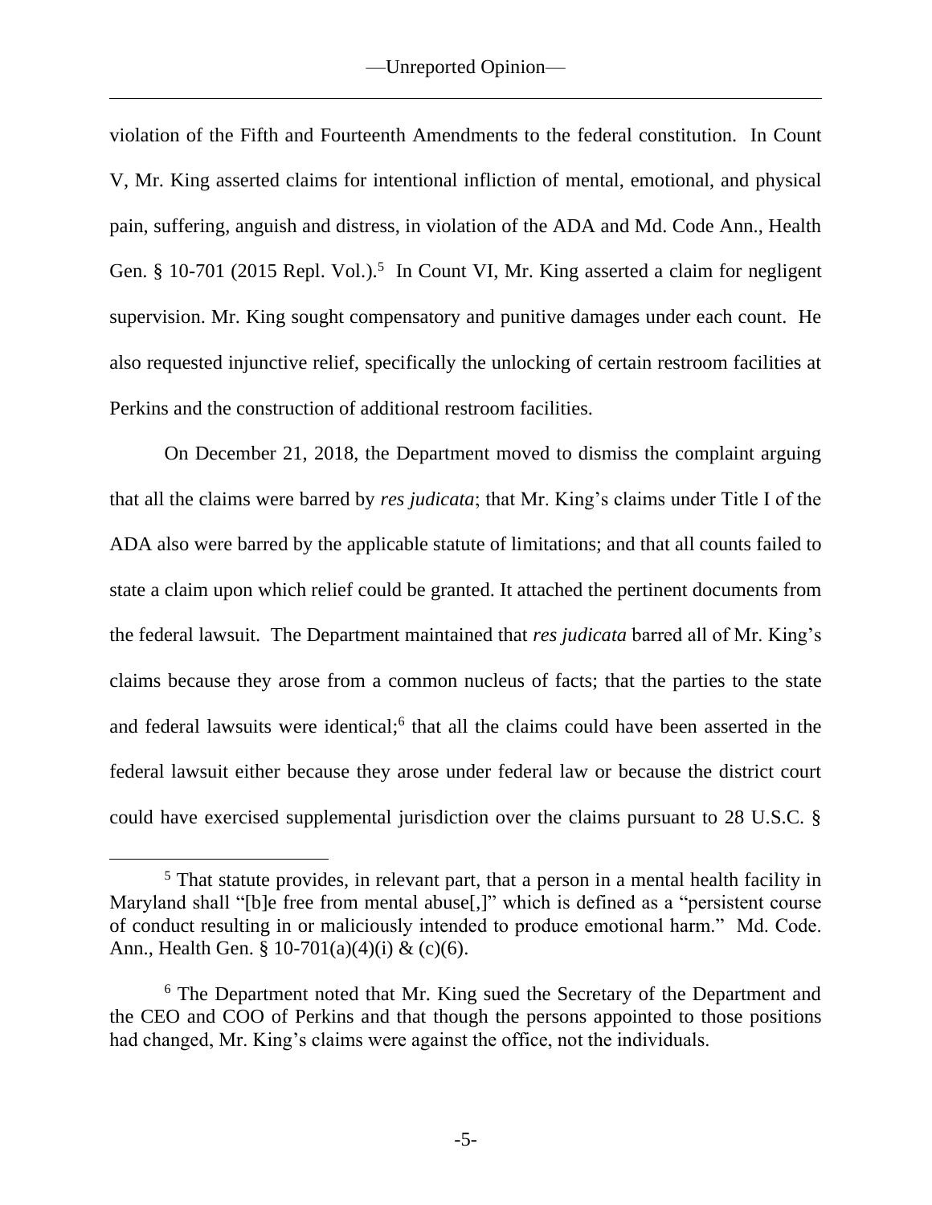violation of the Fifth and Fourteenth Amendments to the federal constitution. In Count V, Mr. King asserted claims for intentional infliction of mental, emotional, and physical pain, suffering, anguish and distress, in violation of the ADA and Md. Code Ann., Health Gen. § 10-701 (2015 Repl. Vol.).[5] In Count VI, Mr. King asserted a claim for negligent supervision. Mr. King sought compensatory and punitive damages under each count. He also requested injunctive relief, specifically the unlocking of certain restroom facilities at Perkins and the construction of additional restroom facilities.

On December 21, 2018, the Department moved to dismiss the complaint arguing that all the claims were barred by *res judicata*; that Mr. King's claims under Title I of the ADA also were barred by the applicable statute of limitations; and that all counts failed to state a claim upon which relief could be granted. It attached the pertinent documents from the federal lawsuit. The Department maintained that *res judicata* barred all of Mr. King's claims because they arose from a common nucleus of facts; that the parties to the state and federal lawsuits were identical;[6] that all the claims could have been asserted in the federal lawsuit either because they arose under federal law or because the district court could have exercised supplemental jurisdiction over the claims pursuant to 28 U.S.C. §

---

[5] That statute provides, in relevant part, that a person in a mental health facility in Maryland shall "[b]e free from mental abuse[,]" which is defined as a "persistent course of conduct resulting in or maliciously intended to produce emotional harm." Md. Code. Ann., Health Gen. § 10-701(a)(4)(i) & (c)(6).

[6] The Department noted that Mr. King sued the Secretary of the Department and the CEO and COO of Perkins and that though the persons appointed to those positions had changed, Mr. King's claims were against the office, not the individuals.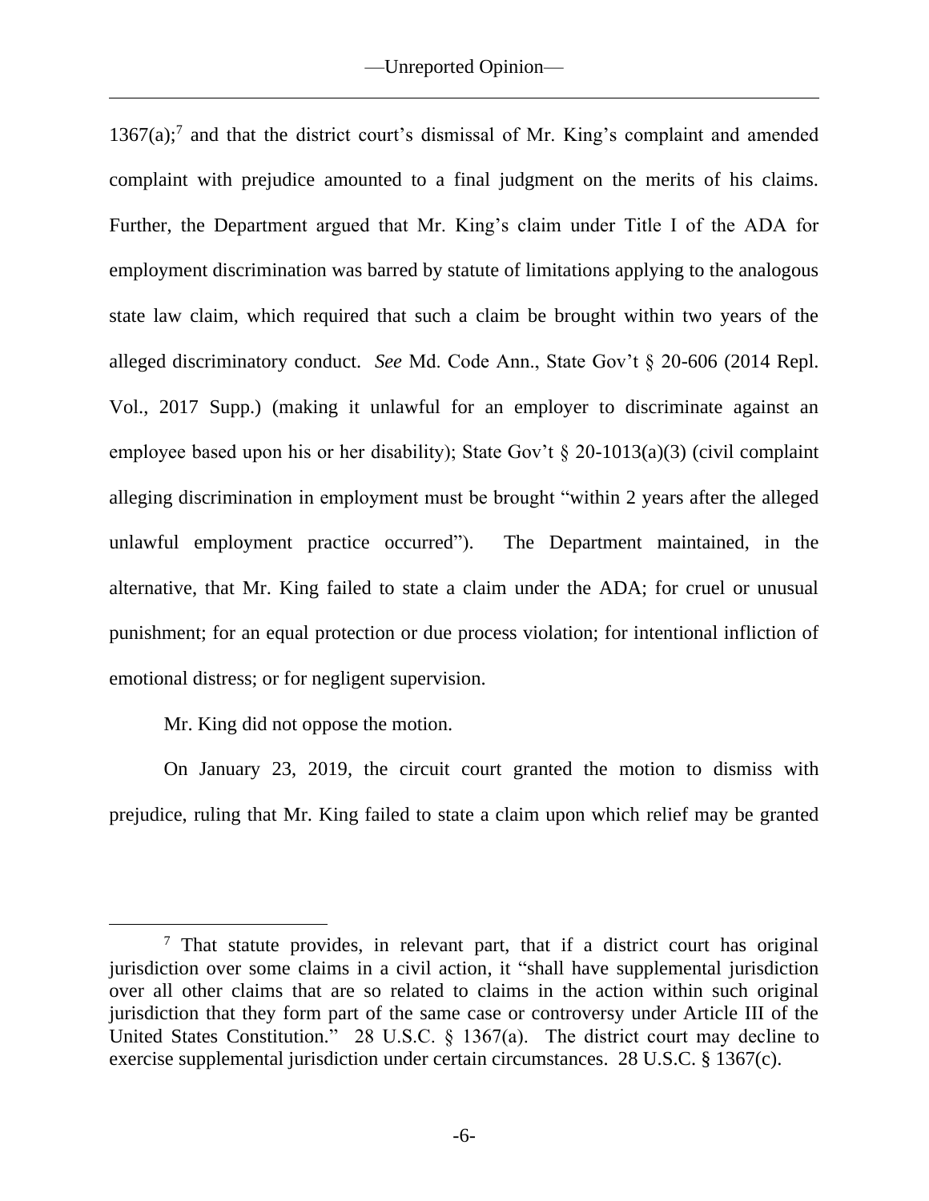1367(a);[7] and that the district court's dismissal of Mr. King's complaint and amended complaint with prejudice amounted to a final judgment on the merits of his claims. Further, the Department argued that Mr. King's claim under Title I of the ADA for employment discrimination was barred by statute of limitations applying to the analogous state law claim, which required that such a claim be brought within two years of the alleged discriminatory conduct. *See* Md. Code Ann., State Gov't § 20-606 (2014 Repl. Vol., 2017 Supp.) (making it unlawful for an employer to discriminate against an employee based upon his or her disability); State Gov't § 20-1013(a)(3) (civil complaint alleging discrimination in employment must be brought "within 2 years after the alleged unlawful employment practice occurred"). The Department maintained, in the alternative, that Mr. King failed to state a claim under the ADA; for cruel or unusual punishment; for an equal protection or due process violation; for intentional infliction of emotional distress; or for negligent supervision.

Mr. King did not oppose the motion.

On January 23, 2019, the circuit court granted the motion to dismiss with prejudice, ruling that Mr. King failed to state a claim upon which relief may be granted

---

[7] That statute provides, in relevant part, that if a district court has original jurisdiction over some claims in a civil action, it "shall have supplemental jurisdiction over all other claims that are so related to claims in the action within such original jurisdiction that they form part of the same case or controversy under Article III of the United States Constitution." 28 U.S.C. § 1367(a). The district court may decline to exercise supplemental jurisdiction under certain circumstances. 28 U.S.C. § 1367(c).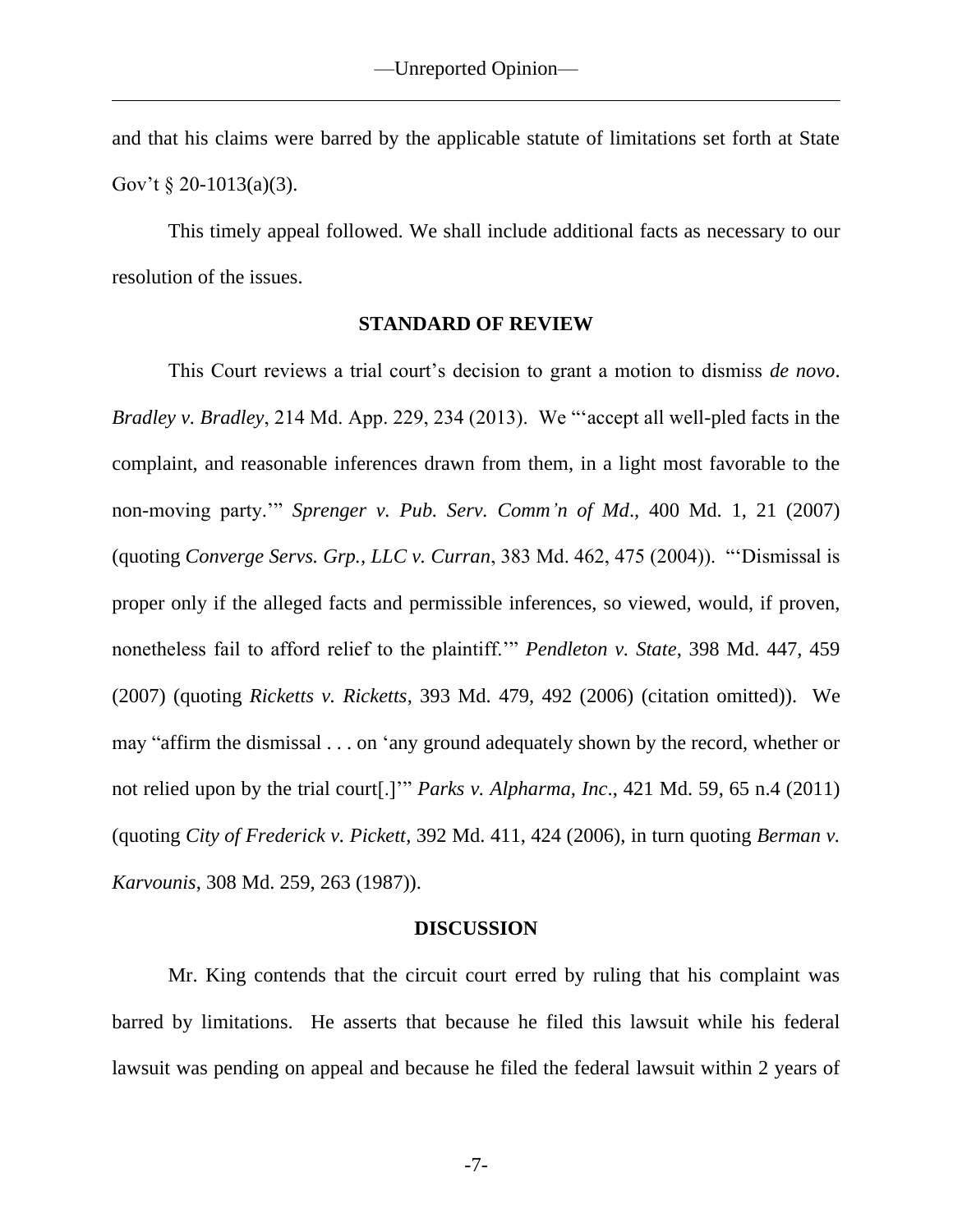and that his claims were barred by the applicable statute of limitations set forth at State Gov't § 20-1013(a)(3).

This timely appeal followed. We shall include additional facts as necessary to our resolution of the issues.

## STANDARD OF REVIEW

This Court reviews a trial court's decision to grant a motion to dismiss *de novo*. *Bradley v. Bradley*, 214 Md. App. 229, 234 (2013). We "'accept all well-pled facts in the complaint, and reasonable inferences drawn from them, in a light most favorable to the non-moving party.'" *Sprenger v. Pub. Serv. Comm'n of Md*., 400 Md. 1, 21 (2007) (quoting *Converge Servs. Grp., LLC v. Curran*, 383 Md. 462, 475 (2004)). "'Dismissal is proper only if the alleged facts and permissible inferences, so viewed, would, if proven, nonetheless fail to afford relief to the plaintiff.'" *Pendleton v. State*, 398 Md. 447, 459 (2007) (quoting *Ricketts v. Ricketts*, 393 Md. 479, 492 (2006) (citation omitted)). We may "affirm the dismissal . . . on 'any ground adequately shown by the record, whether or not relied upon by the trial court[.]'" *Parks v. Alpharma, Inc*., 421 Md. 59, 65 n.4 (2011) (quoting *City of Frederick v. Pickett*, 392 Md. 411, 424 (2006), in turn quoting *Berman v. Karvounis*, 308 Md. 259, 263 (1987)).

## DISCUSSION

Mr. King contends that the circuit court erred by ruling that his complaint was barred by limitations. He asserts that because he filed this lawsuit while his federal lawsuit was pending on appeal and because he filed the federal lawsuit within 2 years of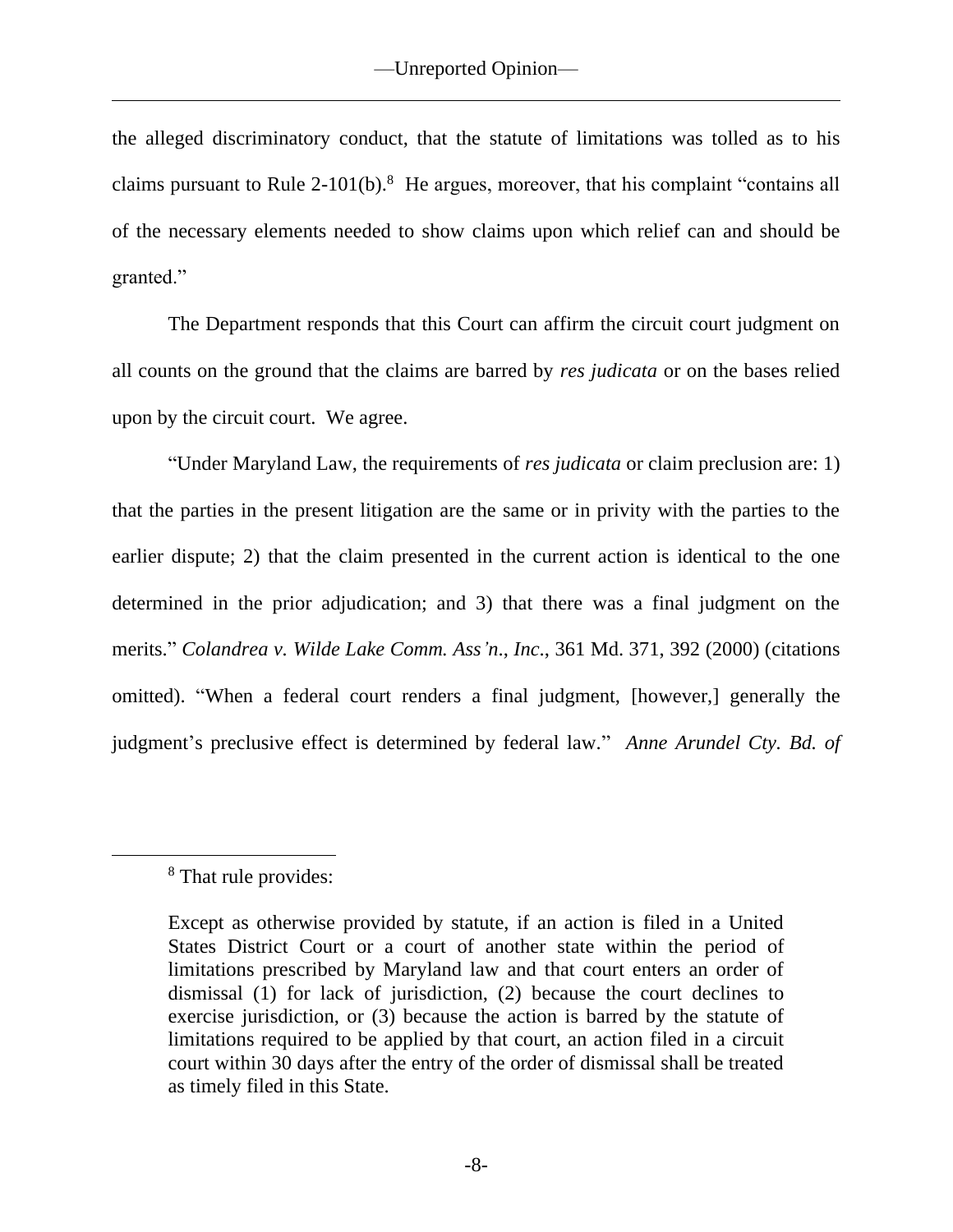the alleged discriminatory conduct, that the statute of limitations was tolled as to his claims pursuant to Rule 2-101(b).[8] He argues, moreover, that his complaint "contains all of the necessary elements needed to show claims upon which relief can and should be granted."

The Department responds that this Court can affirm the circuit court judgment on all counts on the ground that the claims are barred by *res judicata* or on the bases relied upon by the circuit court. We agree.

"Under Maryland Law, the requirements of *res judicata* or claim preclusion are: 1) that the parties in the present litigation are the same or in privity with the parties to the earlier dispute; 2) that the claim presented in the current action is identical to the one determined in the prior adjudication; and 3) that there was a final judgment on the merits." *Colandrea v. Wilde Lake Comm. Ass'n., Inc.*, 361 Md. 371, 392 (2000) (citations omitted). "When a federal court renders a final judgment, [however,] generally the judgment's preclusive effect is determined by federal law." *Anne Arundel Cty. Bd. of*

---

[8] That rule provides:

> Except as otherwise provided by statute, if an action is filed in a United States District Court or a court of another state within the period of limitations prescribed by Maryland law and that court enters an order of dismissal (1) for lack of jurisdiction, (2) because the court declines to exercise jurisdiction, or (3) because the action is barred by the statute of limitations required to be applied by that court, an action filed in a circuit court within 30 days after the entry of the order of dismissal shall be treated as timely filed in this State.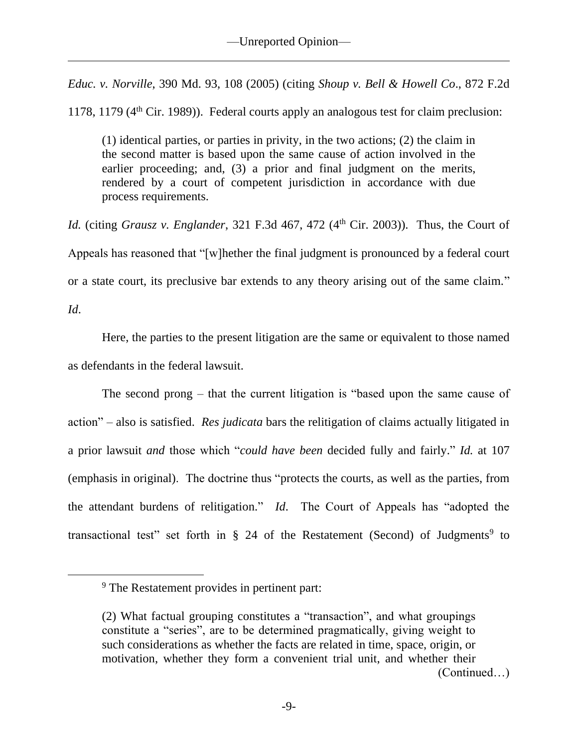*Educ. v. Norville*, 390 Md. 93, 108 (2005) (citing *Shoup v. Bell & Howell Co*., 872 F.2d 1178, 1179 (4th Cir. 1989)). Federal courts apply an analogous test for claim preclusion:

> (1) identical parties, or parties in privity, in the two actions; (2) the claim in the second matter is based upon the same cause of action involved in the earlier proceeding; and, (3) a prior and final judgment on the merits, rendered by a court of competent jurisdiction in accordance with due process requirements.

*Id.* (citing *Grausz v. Englander*, 321 F.3d 467, 472 (4th Cir. 2003)). Thus, the Court of Appeals has reasoned that "[w]hether the final judgment is pronounced by a federal court or a state court, its preclusive bar extends to any theory arising out of the same claim." *Id*.

Here, the parties to the present litigation are the same or equivalent to those named as defendants in the federal lawsuit.

The second prong – that the current litigation is "based upon the same cause of action" – also is satisfied. *Res judicata* bars the relitigation of claims actually litigated in a prior lawsuit *and* those which "*could have been* decided fully and fairly." *Id.* at 107 (emphasis in original). The doctrine thus "protects the courts, as well as the parties, from the attendant burdens of relitigation." *Id*. The Court of Appeals has "adopted the transactional test" set forth in § 24 of the Restatement (Second) of Judgments[9] to

---

[9] The Restatement provides in pertinent part:

> (2) What factual grouping constitutes a "transaction", and what groupings constitute a "series", are to be determined pragmatically, giving weight to such considerations as whether the facts are related in time, space, origin, or motivation, whether they form a convenient trial unit, and whether their (Continued…)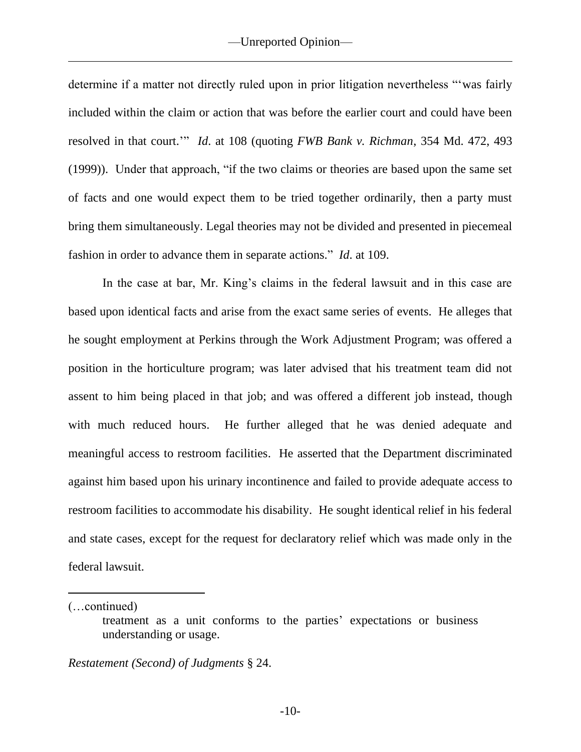determine if a matter not directly ruled upon in prior litigation nevertheless "'was fairly included within the claim or action that was before the earlier court and could have been resolved in that court.'" *Id*. at 108 (quoting *FWB Bank v. Richman*, 354 Md. 472, 493 (1999)). Under that approach, "if the two claims or theories are based upon the same set of facts and one would expect them to be tried together ordinarily, then a party must bring them simultaneously. Legal theories may not be divided and presented in piecemeal fashion in order to advance them in separate actions." *Id*. at 109.

In the case at bar, Mr. King's claims in the federal lawsuit and in this case are based upon identical facts and arise from the exact same series of events. He alleges that he sought employment at Perkins through the Work Adjustment Program; was offered a position in the horticulture program; was later advised that his treatment team did not assent to him being placed in that job; and was offered a different job instead, though with much reduced hours. He further alleged that he was denied adequate and meaningful access to restroom facilities. He asserted that the Department discriminated against him based upon his urinary incontinence and failed to provide adequate access to restroom facilities to accommodate his disability. He sought identical relief in his federal and state cases, except for the request for declaratory relief which was made only in the federal lawsuit.

---

(…continued)

> treatment as a unit conforms to the parties' expectations or business understanding or usage.

*Restatement (Second) of Judgments* § 24.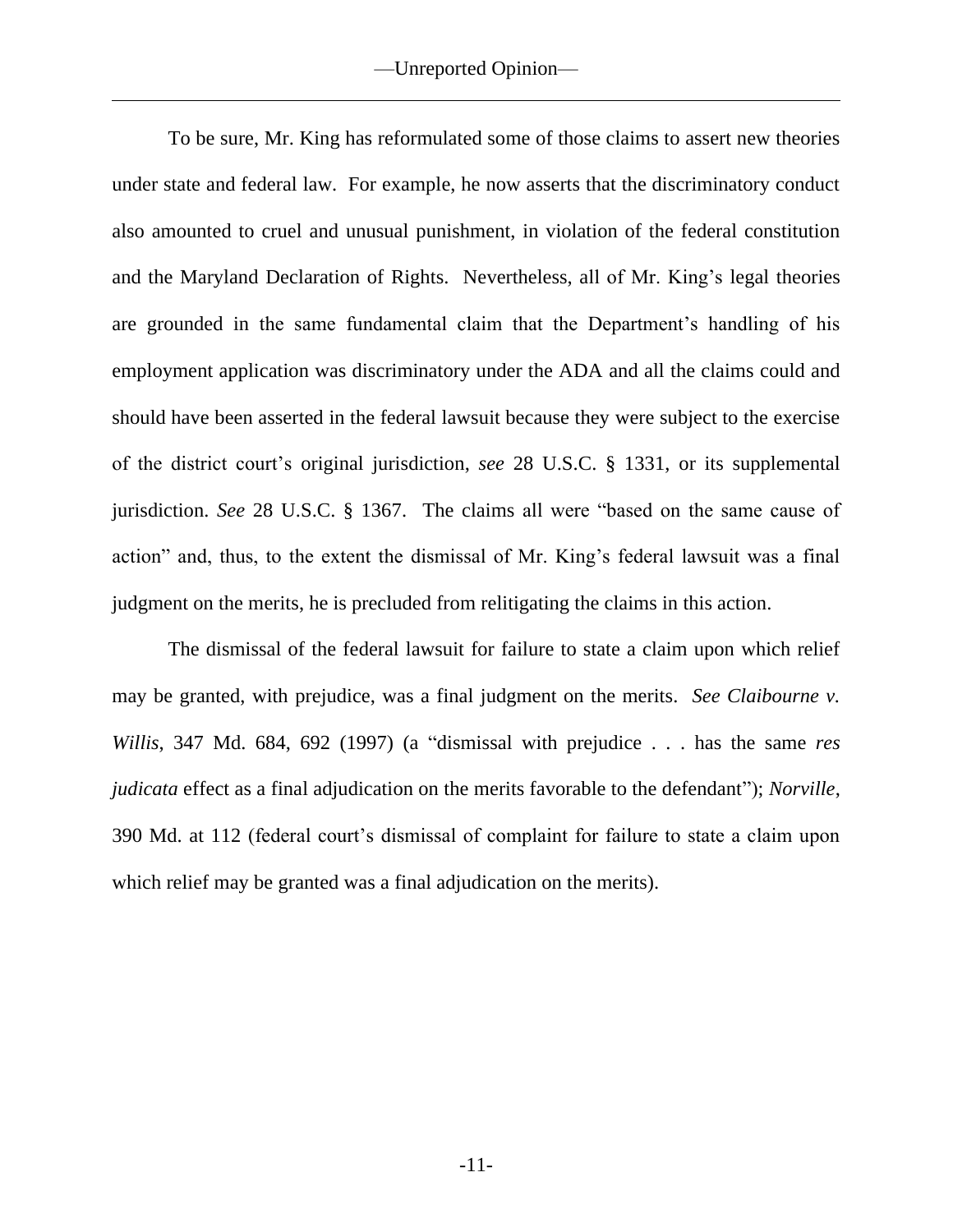To be sure, Mr. King has reformulated some of those claims to assert new theories under state and federal law. For example, he now asserts that the discriminatory conduct also amounted to cruel and unusual punishment, in violation of the federal constitution and the Maryland Declaration of Rights. Nevertheless, all of Mr. King's legal theories are grounded in the same fundamental claim that the Department's handling of his employment application was discriminatory under the ADA and all the claims could and should have been asserted in the federal lawsuit because they were subject to the exercise of the district court's original jurisdiction, *see* 28 U.S.C. § 1331, or its supplemental jurisdiction. *See* 28 U.S.C. § 1367. The claims all were "based on the same cause of action" and, thus, to the extent the dismissal of Mr. King's federal lawsuit was a final judgment on the merits, he is precluded from relitigating the claims in this action.

The dismissal of the federal lawsuit for failure to state a claim upon which relief may be granted, with prejudice, was a final judgment on the merits. *See Claibourne v. Willis*, 347 Md. 684, 692 (1997) (a "dismissal with prejudice . . . has the same *res judicata* effect as a final adjudication on the merits favorable to the defendant"); *Norville*, 390 Md. at 112 (federal court's dismissal of complaint for failure to state a claim upon which relief may be granted was a final adjudication on the merits).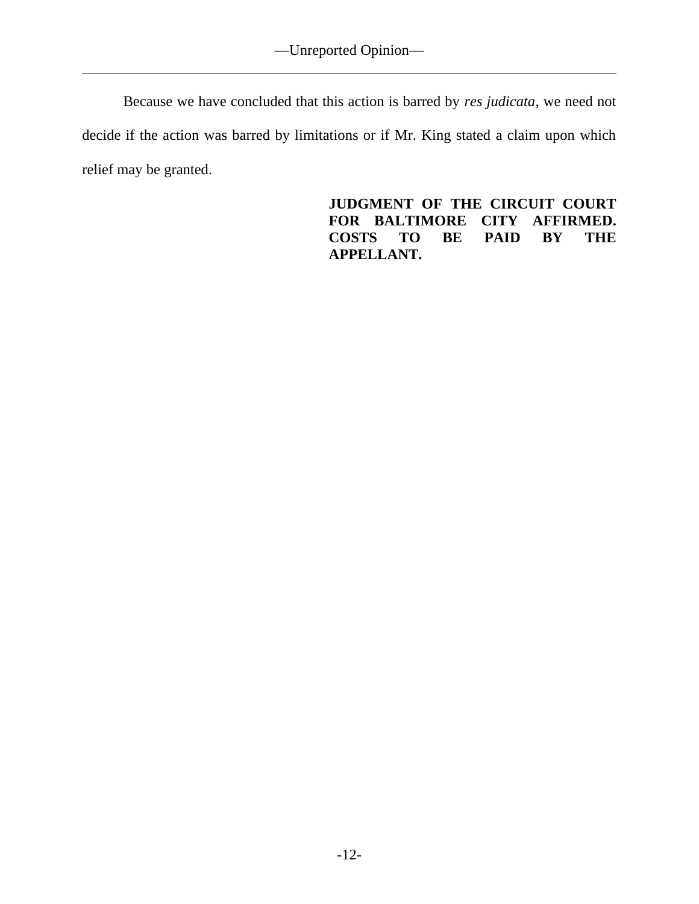Because we have concluded that this action is barred by *res judicata*, we need not decide if the action was barred by limitations or if Mr. King stated a claim upon which relief may be granted.

**JUDGMENT OF THE CIRCUIT COURT FOR BALTIMORE CITY AFFIRMED. COSTS TO BE PAID BY THE APPELLANT.**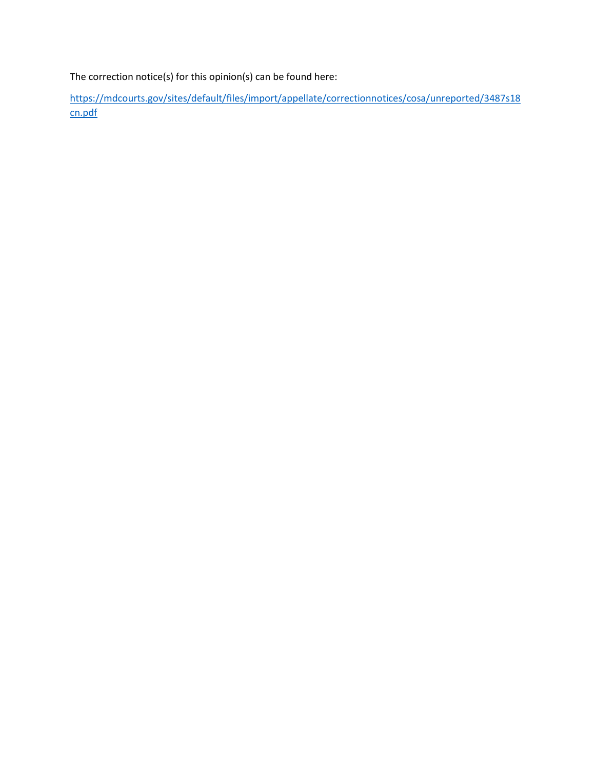The correction notice(s) for this opinion(s) can be found here:

https://mdcourts.gov/sites/default/files/import/appellate/correctionnotices/cosa/unreported/3487s18cn.pdf